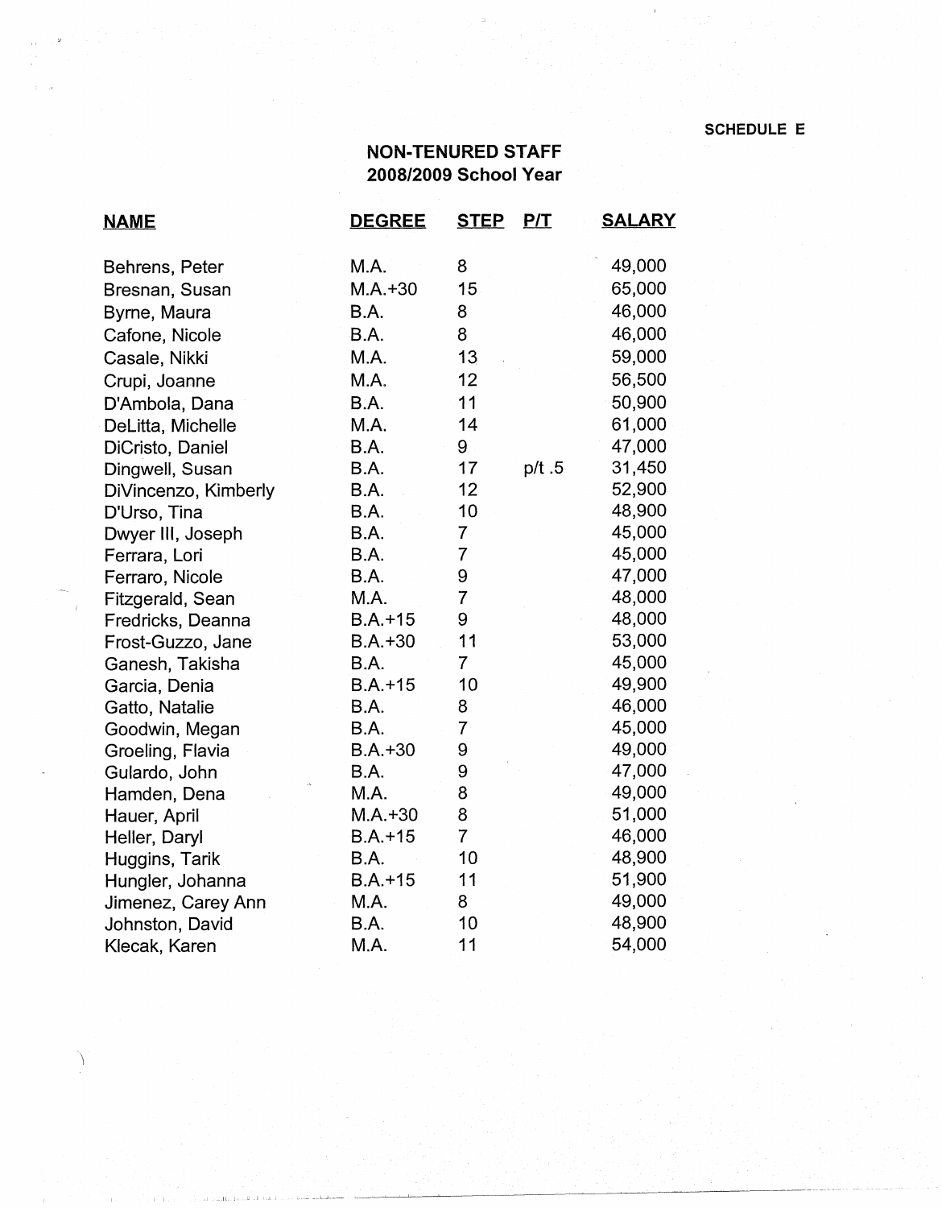SCHEDULE E

## NON-TENURED STAFF
## 2008/2009 School Year

| NAME | DEGREE | STEP | P/T | SALARY |
|---|---|---|---|---|
| Behrens, Peter | M.A. | 8 | | 49,000 |
| Bresnan, Susan | M.A.+30 | 15 | | 65,000 |
| Byrne, Maura | B.A. | 8 | | 46,000 |
| Cafone, Nicole | B.A. | 8 | | 46,000 |
| Casale, Nikki | M.A. | 13 | | 59,000 |
| Crupi, Joanne | M.A. | 12 | | 56,500 |
| D'Ambola, Dana | B.A. | 11 | | 50,900 |
| DeLitta, Michelle | M.A. | 14 | | 61,000 |
| DiCristo, Daniel | B.A. | 9 | | 47,000 |
| Dingwell, Susan | B.A. | 17 | p/t .5 | 31,450 |
| DiVincenzo, Kimberly | B.A. | 12 | | 52,900 |
| D'Urso, Tina | B.A. | 10 | | 48,900 |
| Dwyer III, Joseph | B.A. | 7 | | 45,000 |
| Ferrara, Lori | B.A. | 7 | | 45,000 |
| Ferraro, Nicole | B.A. | 9 | | 47,000 |
| Fitzgerald, Sean | M.A. | 7 | | 48,000 |
| Fredricks, Deanna | B.A.+15 | 9 | | 48,000 |
| Frost-Guzzo, Jane | B.A.+30 | 11 | | 53,000 |
| Ganesh, Takisha | B.A. | 7 | | 45,000 |
| Garcia, Denia | B.A.+15 | 10 | | 49,900 |
| Gatto, Natalie | B.A. | 8 | | 46,000 |
| Goodwin, Megan | B.A. | 7 | | 45,000 |
| Groeling, Flavia | B.A.+30 | 9 | | 49,000 |
| Gulardo, John | B.A. | 9 | | 47,000 |
| Hamden, Dena | M.A. | 8 | | 49,000 |
| Hauer, April | M.A.+30 | 8 | | 51,000 |
| Heller, Daryl | B.A.+15 | 7 | | 46,000 |
| Huggins, Tarik | B.A. | 10 | | 48,900 |
| Hungler, Johanna | B.A.+15 | 11 | | 51,900 |
| Jimenez, Carey Ann | M.A. | 8 | | 49,000 |
| Johnston, David | B.A. | 10 | | 48,900 |
| Klecak, Karen | M.A. | 11 | | 54,000 |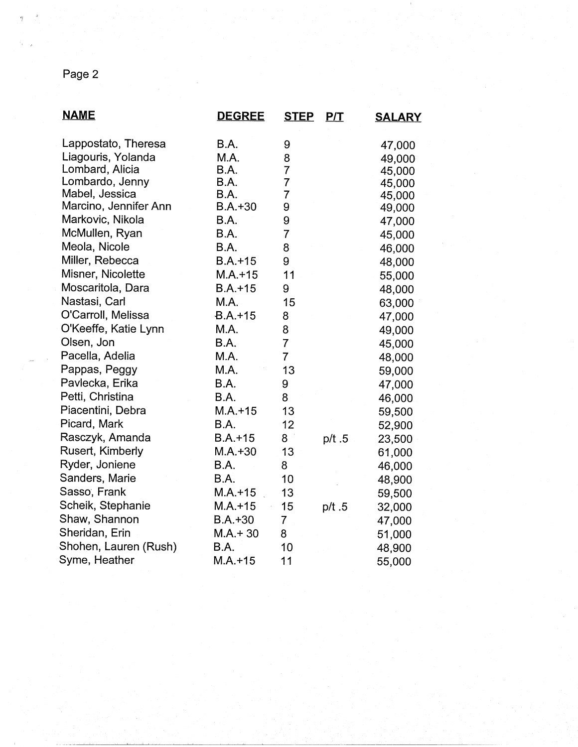| NAME | DEGREE | STEP | P/T | SALARY |
|---|---|---|---|---|
| Lappostato, Theresa | B.A. | 9 | | 47,000 |
| Liagouris, Yolanda | M.A. | 8 | | 49,000 |
| Lombard, Alicia | B.A. | 7 | | 45,000 |
| Lombardo, Jenny | B.A. | 7 | | 45,000 |
| Mabel, Jessica | B.A. | 7 | | 45,000 |
| Marcino, Jennifer Ann | B.A.+30 | 9 | | 49,000 |
| Markovic, Nikola | B.A. | 9 | | 47,000 |
| McMullen, Ryan | B.A. | 7 | | 45,000 |
| Meola, Nicole | B.A. | 8 | | 46,000 |
| Miller, Rebecca | B.A.+15 | 9 | | 48,000 |
| Misner, Nicolette | M.A.+15 | 11 | | 55,000 |
| Moscaritola, Dara | B.A.+15 | 9 | | 48,000 |
| Nastasi, Carl | M.A. | 15 | | 63,000 |
| O'Carroll, Melissa | B.A.+15 | 8 | | 47,000 |
| O'Keeffe, Katie Lynn | M.A. | 8 | | 49,000 |
| Olsen, Jon | B.A. | 7 | | 45,000 |
| Pacella, Adelia | M.A. | 7 | | 48,000 |
| Pappas, Peggy | M.A. | 13 | | 59,000 |
| Pavlecka, Erika | B.A. | 9 | | 47,000 |
| Petti, Christina | B.A. | 8 | | 46,000 |
| Piacentini, Debra | M.A.+15 | 13 | | 59,500 |
| Picard, Mark | B.A. | 12 | | 52,900 |
| Rasczyk, Amanda | B.A.+15 | 8 | p/t .5 | 23,500 |
| Rusert, Kimberly | M.A.+30 | 13 | | 61,000 |
| Ryder, Joniene | B.A. | 8 | | 46,000 |
| Sanders, Marie | B.A. | 10 | | 48,900 |
| Sasso, Frank | M.A.+15 | 13 | | 59,500 |
| Scheik, Stephanie | M.A.+15 | 15 | p/t .5 | 32,000 |
| Shaw, Shannon | B.A.+30 | 7 | | 47,000 |
| Sheridan, Erin | M.A.+ 30 | 8 | | 51,000 |
| Shohen, Lauren (Rush) | B.A. | 10 | | 48,900 |
| Syme, Heather | M.A.+15 | 11 | | 55,000 |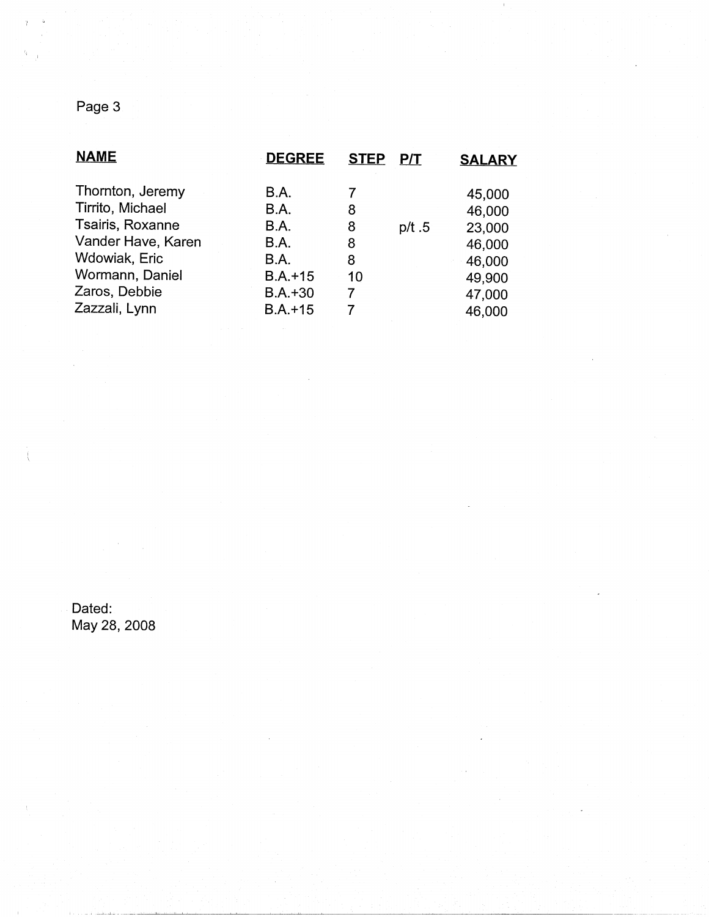| NAME | DEGREE | STEP | P/T | SALARY |
|---|---|---|---|---|
| Thornton, Jeremy | B.A. | 7 | | 45,000 |
| Tirrito, Michael | B.A. | 8 | | 46,000 |
| Tsairis, Roxanne | B.A. | 8 | p/t .5 | 23,000 |
| Vander Have, Karen | B.A. | 8 | | 46,000 |
| Wdowiak, Eric | B.A. | 8 | | 46,000 |
| Wormann, Daniel | B.A.+15 | 10 | | 49,900 |
| Zaros, Debbie | B.A.+30 | 7 | | 47,000 |
| Zazzali, Lynn | B.A.+15 | 7 | | 46,000 |

Dated:
May 28, 2008